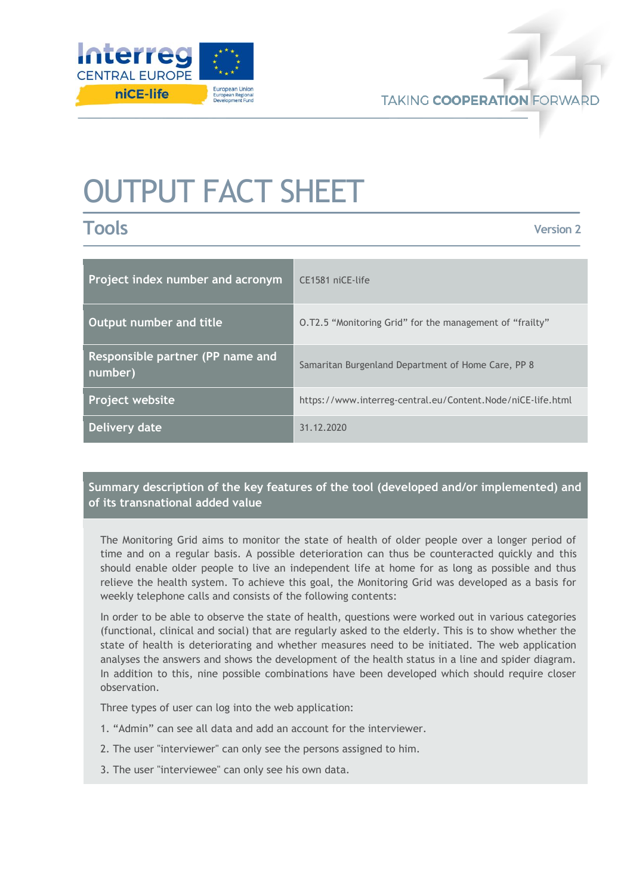# OUTPUT FACT SHEET

## Tools

Version 2

| Project index number and acronym | CE1581 niCE-life |
|---|---|
| Output number and title | O.T2.5 “Monitoring Grid” for the management of “frailty” |
| Responsible partner (PP name and number) | Samaritan Burgenland Department of Home Care, PP 8 |
| Project website | https://www.interreg-central.eu/Content.Node/niCE-life.html |
| Delivery date | 31.12.2020 |

### Summary description of the key features of the tool (developed and/or implemented) and of its transnational added value

The Monitoring Grid aims to monitor the state of health of older people over a longer period of time and on a regular basis. A possible deterioration can thus be counteracted quickly and this should enable older people to live an independent life at home for as long as possible and thus relieve the health system. To achieve this goal, the Monitoring Grid was developed as a basis for weekly telephone calls and consists of the following contents:

In order to be able to observe the state of health, questions were worked out in various categories (functional, clinical and social) that are regularly asked to the elderly. This is to show whether the state of health is deteriorating and whether measures need to be initiated. The web application analyses the answers and shows the development of the health status in a line and spider diagram. In addition to this, nine possible combinations have been developed which should require closer observation.

Three types of user can log into the web application:

1. “Admin” can see all data and add an account for the interviewer.
2. The user "interviewer" can only see the persons assigned to him.
3. The user "interviewee" can only see his own data.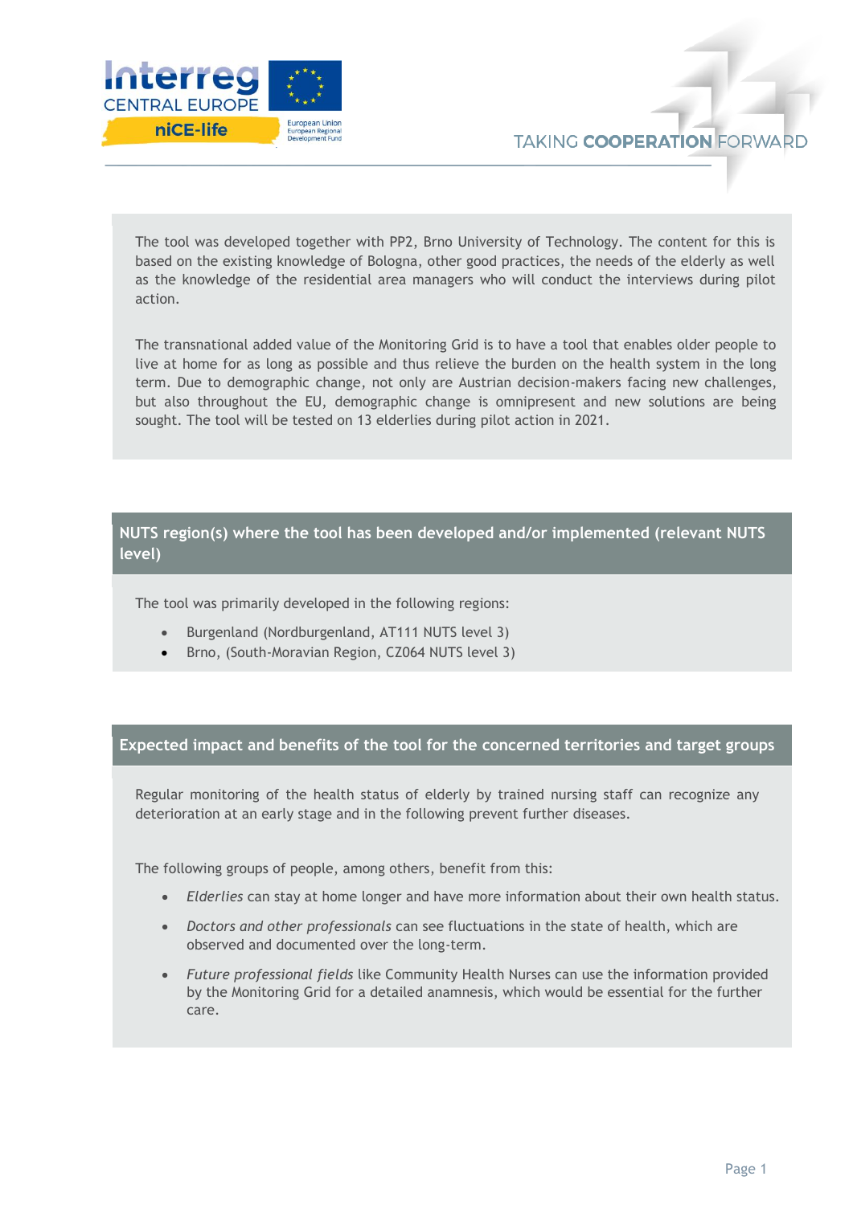The tool was developed together with PP2, Brno University of Technology. The content for this is based on the existing knowledge of Bologna, other good practices, the needs of the elderly as well as the knowledge of the residential area managers who will conduct the interviews during pilot action.

The transnational added value of the Monitoring Grid is to have a tool that enables older people to live at home for as long as possible and thus relieve the burden on the health system in the long term. Due to demographic change, not only are Austrian decision-makers facing new challenges, but also throughout the EU, demographic change is omnipresent and new solutions are being sought. The tool will be tested on 13 elderlies during pilot action in 2021.

## NUTS region(s) where the tool has been developed and/or implemented (relevant NUTS level)

The tool was primarily developed in the following regions:

- Burgenland (Nordburgenland, AT111 NUTS level 3)
- Brno, (South-Moravian Region, CZ064 NUTS level 3)

## Expected impact and benefits of the tool for the concerned territories and target groups

Regular monitoring of the health status of elderly by trained nursing staff can recognize any deterioration at an early stage and in the following prevent further diseases.

The following groups of people, among others, benefit from this:

- *Elderlies* can stay at home longer and have more information about their own health status.
- *Doctors and other professionals* can see fluctuations in the state of health, which are observed and documented over the long-term.
- *Future professional fields* like Community Health Nurses can use the information provided by the Monitoring Grid for a detailed anamnesis, which would be essential for the further care.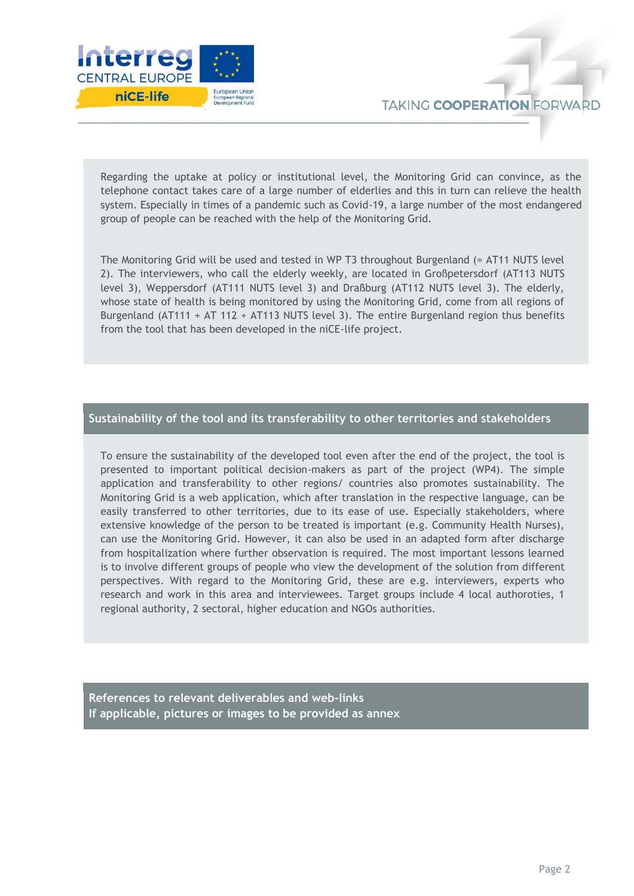Regarding the uptake at policy or institutional level, the Monitoring Grid can convince, as the telephone contact takes care of a large number of elderlies and this in turn can relieve the health system. Especially in times of a pandemic such as Covid-19, a large number of the most endangered group of people can be reached with the help of the Monitoring Grid.

The Monitoring Grid will be used and tested in WP T3 throughout Burgenland (= AT11 NUTS level 2). The interviewers, who call the elderly weekly, are located in Großpetersdorf (AT113 NUTS level 3), Weppersdorf (AT111 NUTS level 3) and Draßburg (AT112 NUTS level 3). The elderly, whose state of health is being monitored by using the Monitoring Grid, come from all regions of Burgenland (AT111 + AT 112 + AT113 NUTS level 3). The entire Burgenland region thus benefits from the tool that has been developed in the niCE-life project.

## Sustainability of the tool and its transferability to other territories and stakeholders

To ensure the sustainability of the developed tool even after the end of the project, the tool is presented to important political decision-makers as part of the project (WP4). The simple application and transferability to other regions/ countries also promotes sustainability. The Monitoring Grid is a web application, which after translation in the respective language, can be easily transferred to other territories, due to its ease of use. Especially stakeholders, where extensive knowledge of the person to be treated is important (e.g. Community Health Nurses), can use the Monitoring Grid. However, it can also be used in an adapted form after discharge from hospitalization where further observation is required. The most important lessons learned is to involve different groups of people who view the development of the solution from different perspectives. With regard to the Monitoring Grid, these are e.g. interviewers, experts who research and work in this area and interviewees. Target groups include 4 local authoroties, 1 regional authority, 2 sectoral, higher education and NGOs authorities.

## References to relevant deliverables and web-links
## If applicable, pictures or images to be provided as annex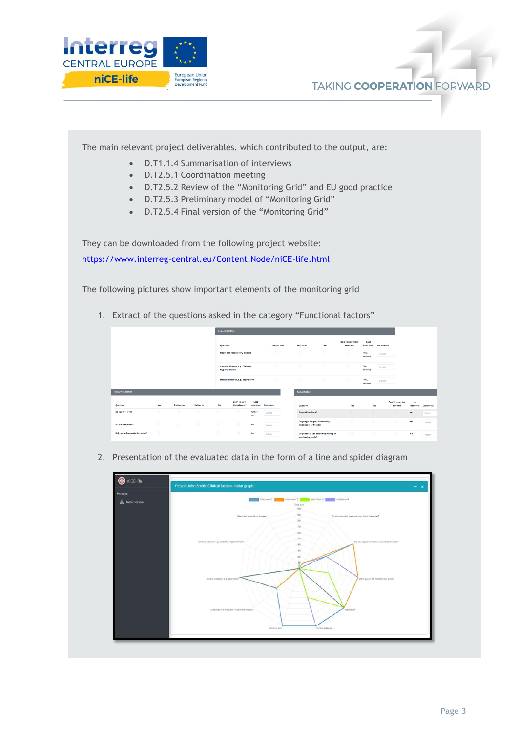The main relevant project deliverables, which contributed to the output, are:

- D.T1.1.4 Summarisation of interviews
- D.T2.5.1 Coordination meeting
- D.T2.5.2 Review of the “Monitoring Grid” and EU good practice
- D.T2.5.3 Preliminary model of “Monitoring Grid”
- D.T2.5.4 Final version of the “Monitoring Grid”

They can be downloaded from the following project website:
[https://www.interreg-central.eu/Content.Node/niCE-life.html](https://www.interreg-central.eu/Content.Node/niCE-life.html)

The following pictures show important elements of the monitoring grid

1. Extract of the questions asked in the category “Functional factors”

2. Presentation of the evaluated data in the form of a line and spider diagram